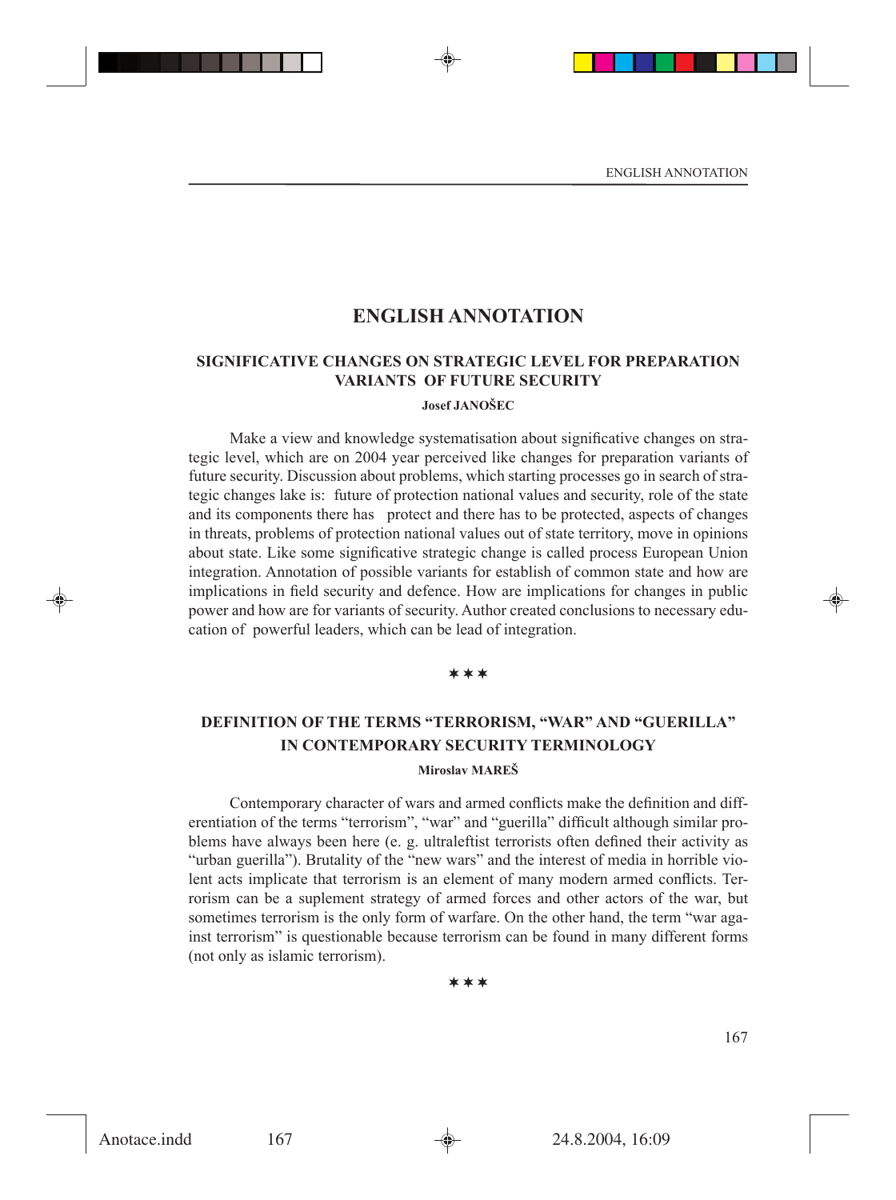# ENGLISH ANNOTATION

## SIGNIFICATIVE CHANGES ON STRATEGIC LEVEL FOR PREPARATION VARIANTS OF FUTURE SECURITY

**Josef JANOŠEC**

Make a view and knowledge systematisation about significative changes on strategic level, which are on 2004 year perceived like changes for preparation variants of future security. Discussion about problems, which starting processes go in search of strategic changes lake is: future of protection national values and security, role of the state and its components there has protect and there has to be protected, aspects of changes in threats, problems of protection national values out of state territory, move in opinions about state. Like some significative strategic change is called process European Union integration. Annotation of possible variants for establish of common state and how are implications in field security and defence. How are implications for changes in public power and how are for variants of security. Author created conclusions to necessary education of powerful leaders, which can be lead of integration.

\*\*\*

## DEFINITION OF THE TERMS "TERRORISM, "WAR" AND "GUERILLA" IN CONTEMPORARY SECURITY TERMINOLOGY

**Miroslav MAREŠ**

Contemporary character of wars and armed conflicts make the definition and differentiation of the terms "terrorism", "war" and "guerilla" difficult although similar problems have always been here (e. g. ultraleftist terrorists often defined their activity as "urban guerilla"). Brutality of the "new wars" and the interest of media in horrible violent acts implicate that terrorism is an element of many modern armed conflicts. Terrorism can be a suplement strategy of armed forces and other actors of the war, but sometimes terrorism is the only form of warfare. On the other hand, the term "war against terrorism" is questionable because terrorism can be found in many different forms (not only as islamic terrorism).

\*\*\*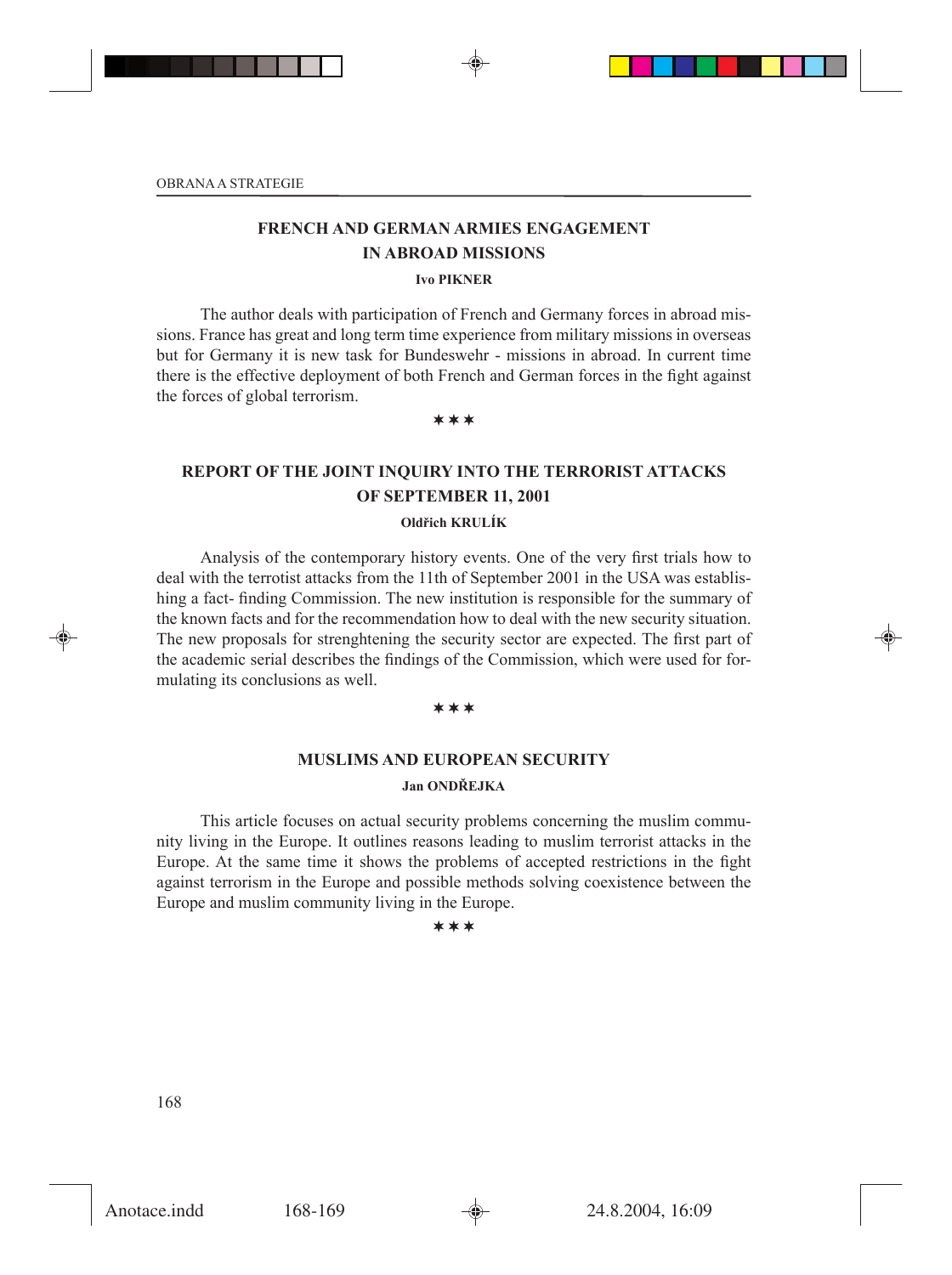## FRENCH AND GERMAN ARMIES ENGAGEMENT IN ABROAD MISSIONS

**Ivo PIKNER**

The author deals with participation of French and Germany forces in abroad missions. France has great and long term time experience from military missions in overseas but for Germany it is new task for Bundeswehr - missions in abroad. In current time there is the effective deployment of both French and German forces in the fight against the forces of global terrorism.

✶✶✶

## REPORT OF THE JOINT INQUIRY INTO THE TERRORIST ATTACKS OF SEPTEMBER 11, 2001

**Oldřich KRULÍK**

Analysis of the contemporary history events. One of the very first trials how to deal with the terrotist attacks from the 11th of September 2001 in the USA was establishing a fact- finding Commission. The new institution is responsible for the summary of the known facts and for the recommendation how to deal with the new security situation. The new proposals for strenghtening the security sector are expected. The first part of the academic serial describes the findings of the Commission, which were used for formulating its conclusions as well.

✶✶✶

## MUSLIMS AND EUROPEAN SECURITY

**Jan ONDŘEJKA**

This article focuses on actual security problems concerning the muslim community living in the Europe. It outlines reasons leading to muslim terrorist attacks in the Europe. At the same time it shows the problems of accepted restrictions in the fight against terrorism in the Europe and possible methods solving coexistence between the Europe and muslim community living in the Europe.

✶✶✶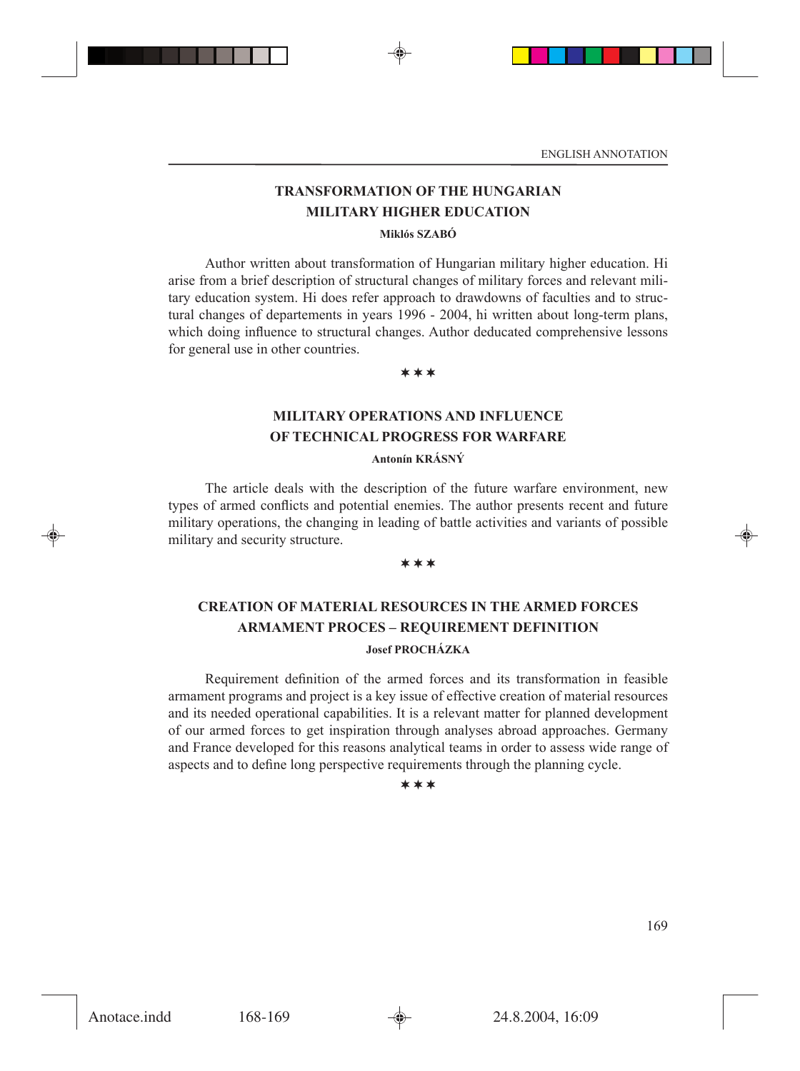## TRANSFORMATION OF THE HUNGARIAN MILITARY HIGHER EDUCATION

**Miklós SZABÓ**

Author written about transformation of Hungarian military higher education. Hi arise from a brief description of structural changes of military forces and relevant military education system. Hi does refer approach to drawdowns of faculties and to structural changes of departements in years 1996 - 2004, hi written about long-term plans, which doing influence to structural changes. Author deducated comprehensive lessons for general use in other countries.

✶✶✶

## MILITARY OPERATIONS AND INFLUENCE OF TECHNICAL PROGRESS FOR WARFARE

**Antonín KRÁSNÝ**

The article deals with the description of the future warfare environment, new types of armed conflicts and potential enemies. The author presents recent and future military operations, the changing in leading of battle activities and variants of possible military and security structure.

✶✶✶

## CREATION OF MATERIAL RESOURCES IN THE ARMED FORCES ARMAMENT PROCES – REQUIREMENT DEFINITION

**Josef PROCHÁZKA**

Requirement definition of the armed forces and its transformation in feasible armament programs and project is a key issue of effective creation of material resources and its needed operational capabilities. It is a relevant matter for planned development of our armed forces to get inspiration through analyses abroad approaches. Germany and France developed for this reasons analytical teams in order to assess wide range of aspects and to define long perspective requirements through the planning cycle.

✶✶✶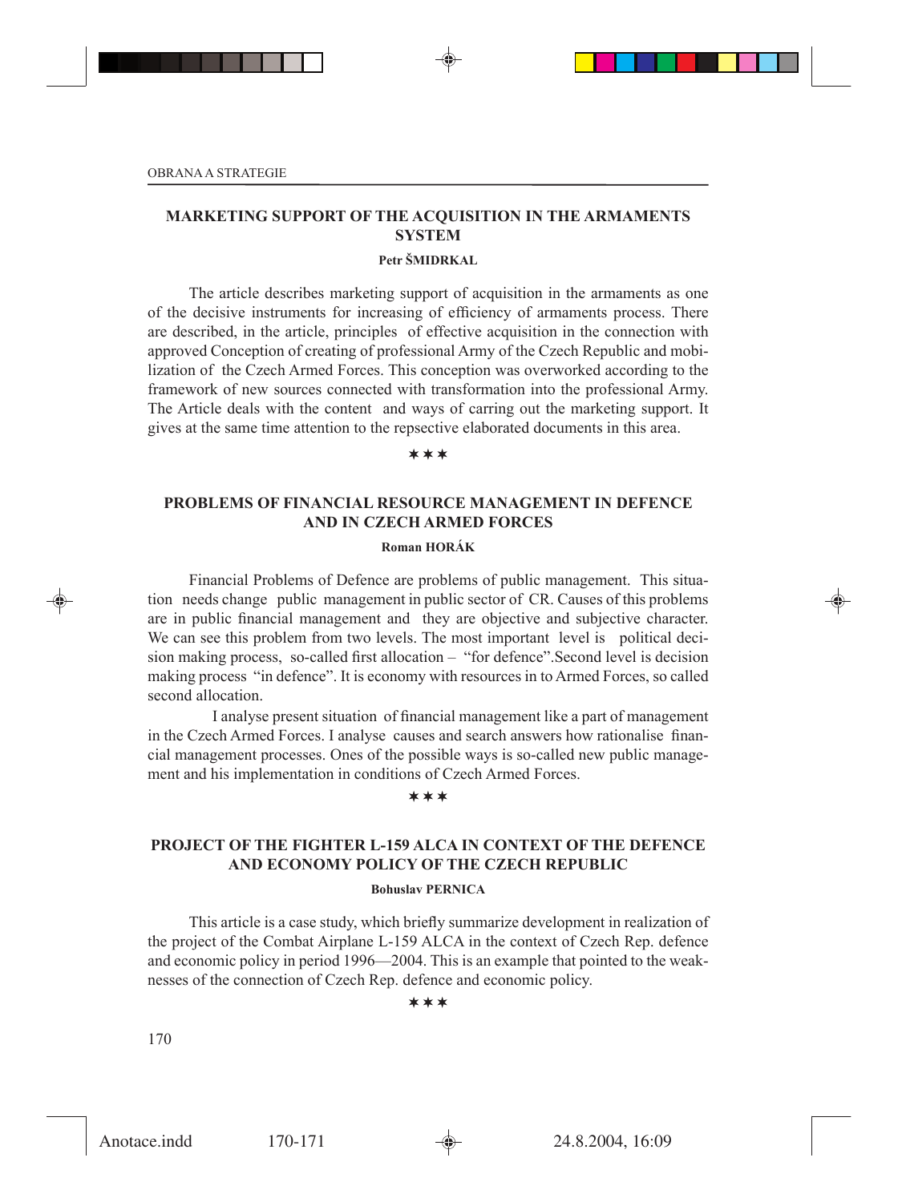## MARKETING SUPPORT OF THE ACQUISITION IN THE ARMAMENTS SYSTEM

**Petr ŠMIDRKAL**

The article describes marketing support of acquisition in the armaments as one of the decisive instruments for increasing of efficiency of armaments process. There are described, in the article, principles of effective acquisition in the connection with approved Conception of creating of professional Army of the Czech Republic and mobilization of the Czech Armed Forces. This conception was overworked according to the framework of new sources connected with transformation into the professional Army. The Article deals with the content and ways of carring out the marketing support. It gives at the same time attention to the repsective elaborated documents in this area.

✶✶✶

## PROBLEMS OF FINANCIAL RESOURCE MANAGEMENT IN DEFENCE AND IN CZECH ARMED FORCES

**Roman HORÁK**

Financial Problems of Defence are problems of public management. This situation needs change public management in public sector of CR. Causes of this problems are in public financial management and they are objective and subjective character. We can see this problem from two levels. The most important level is political decision making process, so-called first allocation – "for defence".Second level is decision making process "in defence". It is economy with resources in to Armed Forces, so called second allocation.

I analyse present situation of financial management like a part of management in the Czech Armed Forces. I analyse causes and search answers how rationalise financial management processes. Ones of the possible ways is so-called new public management and his implementation in conditions of Czech Armed Forces.

✶✶✶

## PROJECT OF THE FIGHTER L-159 ALCA IN CONTEXT OF THE DEFENCE AND ECONOMY POLICY OF THE CZECH REPUBLIC

**Bohuslav PERNICA**

This article is a case study, which briefly summarize development in realization of the project of the Combat Airplane L-159 ALCA in the context of Czech Rep. defence and economic policy in period 1996—2004. This is an example that pointed to the weaknesses of the connection of Czech Rep. defence and economic policy.

✶✶✶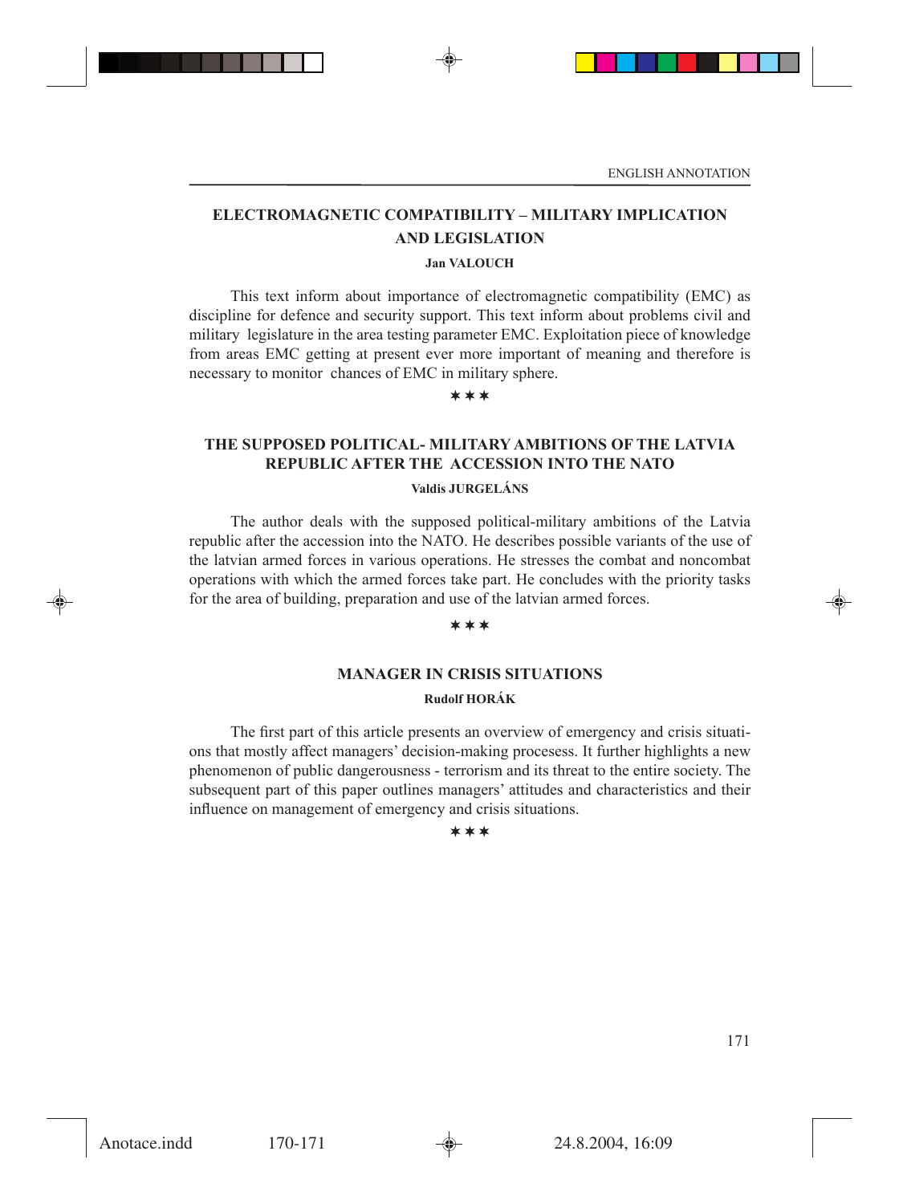## ELECTROMAGNETIC COMPATIBILITY – MILITARY IMPLICATION AND LEGISLATION

**Jan VALOUCH**

This text inform about importance of electromagnetic compatibility (EMC) as discipline for defence and security support. This text inform about problems civil and military legislature in the area testing parameter EMC. Exploitation piece of knowledge from areas EMC getting at present ever more important of meaning and therefore is necessary to monitor chances of EMC in military sphere.

✶✶✶

## THE SUPPOSED POLITICAL- MILITARY AMBITIONS OF THE LATVIA REPUBLIC AFTER THE ACCESSION INTO THE NATO

**Valdis JURGELÁNS**

The author deals with the supposed political-military ambitions of the Latvia republic after the accession into the NATO. He describes possible variants of the use of the latvian armed forces in various operations. He stresses the combat and noncombat operations with which the armed forces take part. He concludes with the priority tasks for the area of building, preparation and use of the latvian armed forces.

✶✶✶

## MANAGER IN CRISIS SITUATIONS

**Rudolf HORÁK**

The first part of this article presents an overview of emergency and crisis situations that mostly affect managers' decision-making processess. It further highlights a new phenomenon of public dangerousness - terrorism and its threat to the entire society. The subsequent part of this paper outlines managers' attitudes and characteristics and their influence on management of emergency and crisis situations.

✶✶✶